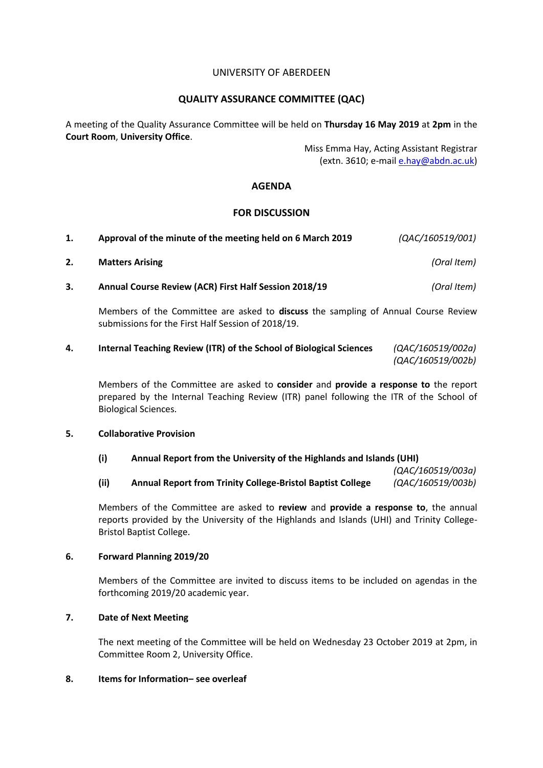UNIVERSITY OF ABERDEEN

# QUALITY ASSURANCE COMMITTEE (QAC)

A meeting of the Quality Assurance Committee will be held on **Thursday 16 May 2019** at **2pm** in the **Court Room**, **University Office**.

Miss Emma Hay, Acting Assistant Registrar
(extn. 3610; e-mail e.hay@abdn.ac.uk)

## AGENDA

## FOR DISCUSSION

**1. Approval of the minute of the meeting held on 6 March 2019** *(QAC/160519/001)*

**2. Matters Arising** *(Oral Item)*

**3. Annual Course Review (ACR) First Half Session 2018/19** *(Oral Item)*

Members of the Committee are asked to **discuss** the sampling of Annual Course Review submissions for the First Half Session of 2018/19.

**4. Internal Teaching Review (ITR) of the School of Biological Sciences** *(QAC/160519/002a)* *(QAC/160519/002b)*

Members of the Committee are asked to **consider** and **provide a response to** the report prepared by the Internal Teaching Review (ITR) panel following the ITR of the School of Biological Sciences.

**5. Collaborative Provision**

**(i) Annual Report from the University of the Highlands and Islands (UHI)** *(QAC/160519/003a)*

**(ii) Annual Report from Trinity College-Bristol Baptist College** *(QAC/160519/003b)*

Members of the Committee are asked to **review** and **provide a response to**, the annual reports provided by the University of the Highlands and Islands (UHI) and Trinity College-Bristol Baptist College.

**6. Forward Planning 2019/20**

Members of the Committee are invited to discuss items to be included on agendas in the forthcoming 2019/20 academic year.

**7. Date of Next Meeting**

The next meeting of the Committee will be held on Wednesday 23 October 2019 at 2pm, in Committee Room 2, University Office.

**8. Items for Information– see overleaf**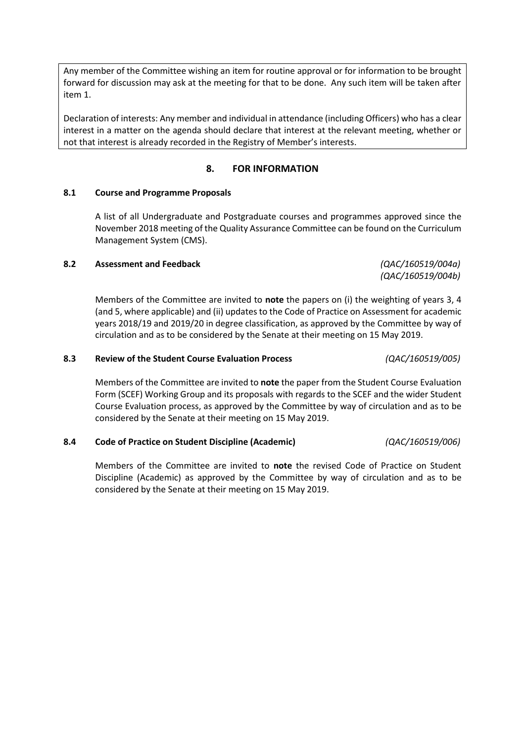Any member of the Committee wishing an item for routine approval or for information to be brought forward for discussion may ask at the meeting for that to be done. Any such item will be taken after item 1.

Declaration of interests: Any member and individual in attendance (including Officers) who has a clear interest in a matter on the agenda should declare that interest at the relevant meeting, whether or not that interest is already recorded in the Registry of Member's interests.

## 8. FOR INFORMATION

### 8.1 Course and Programme Proposals

A list of all Undergraduate and Postgraduate courses and programmes approved since the November 2018 meeting of the Quality Assurance Committee can be found on the Curriculum Management System (CMS).

### 8.2 Assessment and Feedback

*(QAC/160519/004a)*
*(QAC/160519/004b)*

Members of the Committee are invited to **note** the papers on (i) the weighting of years 3, 4 (and 5, where applicable) and (ii) updates to the Code of Practice on Assessment for academic years 2018/19 and 2019/20 in degree classification, as approved by the Committee by way of circulation and as to be considered by the Senate at their meeting on 15 May 2019.

### 8.3 Review of the Student Course Evaluation Process

*(QAC/160519/005)*

Members of the Committee are invited to **note** the paper from the Student Course Evaluation Form (SCEF) Working Group and its proposals with regards to the SCEF and the wider Student Course Evaluation process, as approved by the Committee by way of circulation and as to be considered by the Senate at their meeting on 15 May 2019.

### 8.4 Code of Practice on Student Discipline (Academic)

*(QAC/160519/006)*

Members of the Committee are invited to **note** the revised Code of Practice on Student Discipline (Academic) as approved by the Committee by way of circulation and as to be considered by the Senate at their meeting on 15 May 2019.